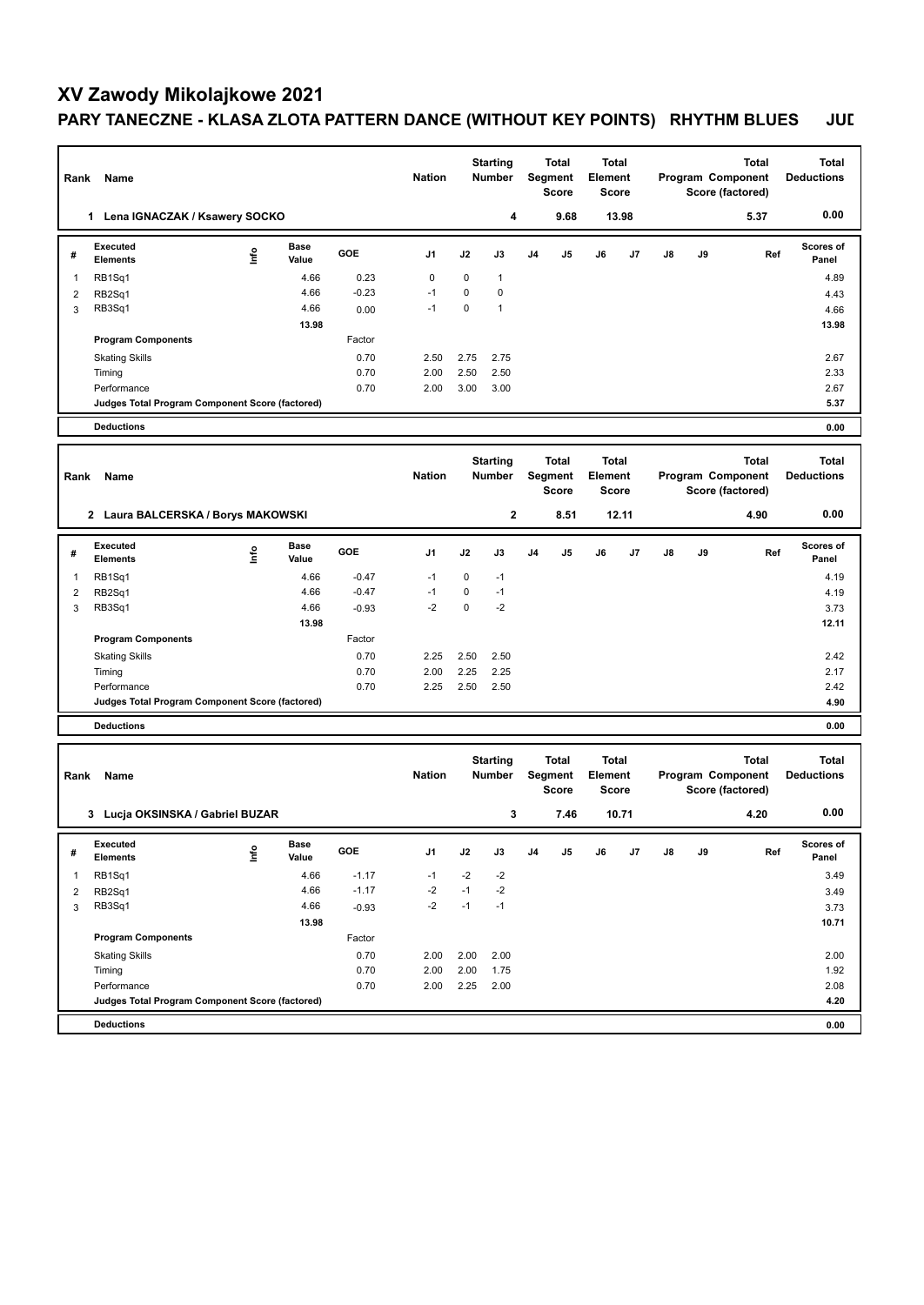# XV Zawody Mikolajkowe 2021

## PARY TANECZNE - KLASA ZLOTA PATTERN DANCE (WITHOUT KEY POINTS) RHYTHM BLUES JUD

| Rank | Name | Nation | Starting Number | Total Segment Score | Total Element Score | Total Program Component Score (factored) | Total Deductions |
|---|---|---|---|---|---|---|---|
| 1 | Lena IGNACZAK / Ksawery SOCKO | | 4 | 9.68 | 13.98 | 5.37 | 0.00 |

| # | Executed Elements | Info | Base Value | GOE | J1 | J2 | J3 | J4 | J5 | J6 | J7 | J8 | J9 | Ref | Scores of Panel |
|---|---|---|---|---|---|---|---|---|---|---|---|---|---|---|---|
| 1 | RB1Sq1 | | 4.66 | 0.23 | 0 | 0 | 1 | | | | | | | | 4.89 |
| 2 | RB2Sq1 | | 4.66 | -0.23 | -1 | 0 | 0 | | | | | | | | 4.43 |
| 3 | RB3Sq1 | | 4.66 | 0.00 | -1 | 0 | 1 | | | | | | | | 4.66 |
| | | | 13.98 | | | | | | | | | | | | 13.98 |
| | **Program Components** | | | Factor | | | | | | | | | | | |
| | Skating Skills | | | 0.70 | 2.50 | 2.75 | 2.75 | | | | | | | | 2.67 |
| | Timing | | | 0.70 | 2.00 | 2.50 | 2.50 | | | | | | | | 2.33 |
| | Performance | | | 0.70 | 2.00 | 3.00 | 3.00 | | | | | | | | 2.67 |
| | **Judges Total Program Component Score (factored)** | | | | | | | | | | | | | | 5.37 |
| | **Deductions** | | | | | | | | | | | | | | 0.00 |

| Rank | Name | Nation | Starting Number | Total Segment Score | Total Element Score | Total Program Component Score (factored) | Total Deductions |
|---|---|---|---|---|---|---|---|
| 2 | Laura BALCERSKA / Borys MAKOWSKI | | 2 | 8.51 | 12.11 | 4.90 | 0.00 |

| # | Executed Elements | Info | Base Value | GOE | J1 | J2 | J3 | J4 | J5 | J6 | J7 | J8 | J9 | Ref | Scores of Panel |
|---|---|---|---|---|---|---|---|---|---|---|---|---|---|---|---|
| 1 | RB1Sq1 | | 4.66 | -0.47 | -1 | 0 | -1 | | | | | | | | 4.19 |
| 2 | RB2Sq1 | | 4.66 | -0.47 | -1 | 0 | -1 | | | | | | | | 4.19 |
| 3 | RB3Sq1 | | 4.66 | -0.93 | -2 | 0 | -2 | | | | | | | | 3.73 |
| | | | 13.98 | | | | | | | | | | | | 12.11 |
| | **Program Components** | | | Factor | | | | | | | | | | | |
| | Skating Skills | | | 0.70 | 2.25 | 2.50 | 2.50 | | | | | | | | 2.42 |
| | Timing | | | 0.70 | 2.00 | 2.25 | 2.25 | | | | | | | | 2.17 |
| | Performance | | | 0.70 | 2.25 | 2.50 | 2.50 | | | | | | | | 2.42 |
| | **Judges Total Program Component Score (factored)** | | | | | | | | | | | | | | 4.90 |
| | **Deductions** | | | | | | | | | | | | | | 0.00 |

| Rank | Name | Nation | Starting Number | Total Segment Score | Total Element Score | Total Program Component Score (factored) | Total Deductions |
|---|---|---|---|---|---|---|---|
| 3 | Lucja OKSINSKA / Gabriel BUZAR | | 3 | 7.46 | 10.71 | 4.20 | 0.00 |

| # | Executed Elements | Info | Base Value | GOE | J1 | J2 | J3 | J4 | J5 | J6 | J7 | J8 | J9 | Ref | Scores of Panel |
|---|---|---|---|---|---|---|---|---|---|---|---|---|---|---|---|
| 1 | RB1Sq1 | | 4.66 | -1.17 | -1 | -2 | -2 | | | | | | | | 3.49 |
| 2 | RB2Sq1 | | 4.66 | -1.17 | -2 | -1 | -2 | | | | | | | | 3.49 |
| 3 | RB3Sq1 | | 4.66 | -0.93 | -2 | -1 | -1 | | | | | | | | 3.73 |
| | | | 13.98 | | | | | | | | | | | | 10.71 |
| | **Program Components** | | | Factor | | | | | | | | | | | |
| | Skating Skills | | | 0.70 | 2.00 | 2.00 | 2.00 | | | | | | | | 2.00 |
| | Timing | | | 0.70 | 2.00 | 2.00 | 1.75 | | | | | | | | 1.92 |
| | Performance | | | 0.70 | 2.00 | 2.25 | 2.00 | | | | | | | | 2.08 |
| | **Judges Total Program Component Score (factored)** | | | | | | | | | | | | | | 4.20 |
| | **Deductions** | | | | | | | | | | | | | | 0.00 |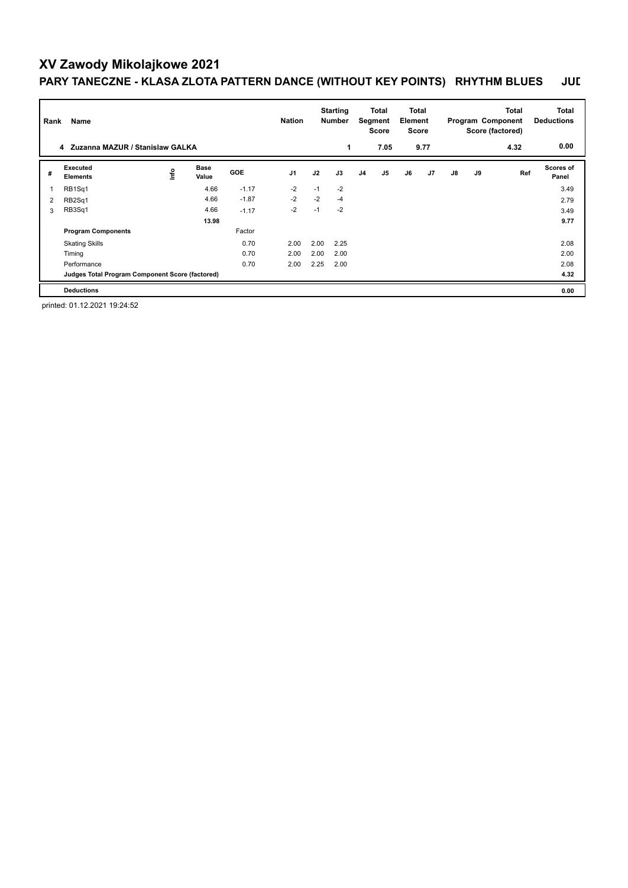# XV Zawody Mikolajkowe 2021

## PARY TANECZNE - KLASA ZLOTA PATTERN DANCE (WITHOUT KEY POINTS) RHYTHM BLUES JUD

| Rank | Name | Nation | Starting Number | Total Segment Score | Total Element Score | Total Program Component Score (factored) | Total Deductions |
|---|---|---|---|---|---|---|---|
| 4 | Zuzanna MAZUR / Stanislaw GALKA | | 1 | 7.05 | 9.77 | 4.32 | 0.00 |

| # | Executed Elements | Info | Base Value | GOE | J1 | J2 | J3 | J4 | J5 | J6 | J7 | J8 | J9 | Ref | Scores of Panel |
|---|---|---|---|---|---|---|---|---|---|---|---|---|---|---|---|
| 1 | RB1Sq1 | | 4.66 | -1.17 | -2 | -1 | -2 | | | | | | | | 3.49 |
| 2 | RB2Sq1 | | 4.66 | -1.87 | -2 | -2 | -4 | | | | | | | | 2.79 |
| 3 | RB3Sq1 | | 4.66 | -1.17 | -2 | -1 | -2 | | | | | | | | 3.49 |
| | | | 13.98 | | | | | | | | | | | | 9.77 |
| | **Program Components** | | | Factor | | | | | | | | | | | |
| | Skating Skills | | | 0.70 | 2.00 | 2.00 | 2.25 | | | | | | | | 2.08 |
| | Timing | | | 0.70 | 2.00 | 2.00 | 2.00 | | | | | | | | 2.00 |
| | Performance | | | 0.70 | 2.00 | 2.25 | 2.00 | | | | | | | | 2.08 |
| | **Judges Total Program Component Score (factored)** | | | | | | | | | | | | | | 4.32 |
| | **Deductions** | | | | | | | | | | | | | | 0.00 |

printed: 01.12.2021 19:24:52